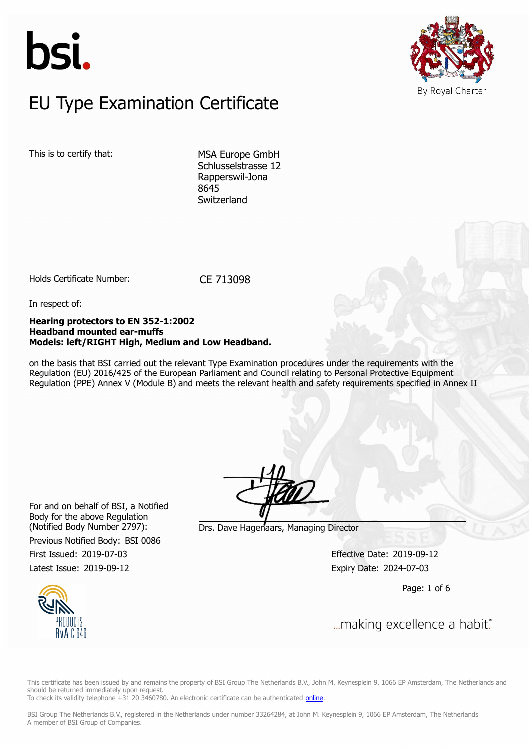bsi.

By Royal Charter

# EU Type Examination Certificate

This is to certify that:

MSA Europe GmbH
Schlusselstrasse 12
Rapperswil-Jona
8645
Switzerland

Holds Certificate Number: CE 713098

In respect of:

**Hearing protectors to EN 352-1:2002**
**Headband mounted ear-muffs**
**Models: left/RIGHT High, Medium and Low Headband.**

on the basis that BSI carried out the relevant Type Examination procedures under the requirements with the Regulation (EU) 2016/425 of the European Parliament and Council relating to Personal Protective Equipment Regulation (PPE) Annex V (Module B) and meets the relevant health and safety requirements specified in Annex II

For and on behalf of BSI, a Notified Body for the above Regulation (Notified Body Number 2797):

Drs. Dave Hagenaars, Managing Director

Previous Notified Body: BSI 0086

First Issued: 2019-07-03

Latest Issue: 2019-09-12

Effective Date: 2019-09-12

Expiry Date: 2024-07-03

PRODUCTS
RvA C 646

...making excellence a habit.™

This certificate has been issued by and remains the property of BSI Group The Netherlands B.V., John M. Keynesplein 9, 1066 EP Amsterdam, The Netherlands and should be returned immediately upon request.
To check its validity telephone +31 20 3460780. An electronic certificate can be authenticated online.

BSI Group The Netherlands B.V., registered in the Netherlands under number 33264284, at John M. Keynesplein 9, 1066 EP Amsterdam, The Netherlands
A member of BSI Group of Companies.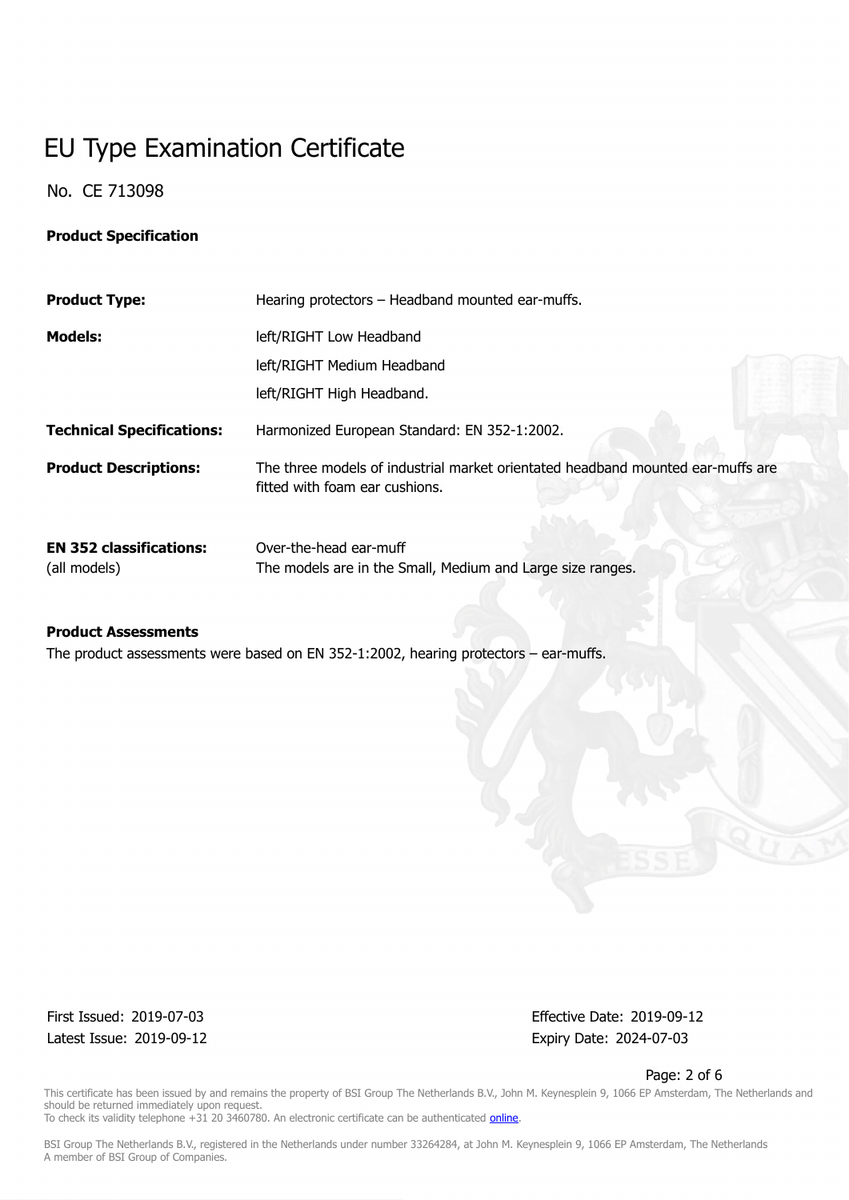# EU Type Examination Certificate

No. CE 713098

**Product Specification**

| | |
|---|---|
| **Product Type:** | Hearing protectors – Headband mounted ear-muffs. |
| **Models:** | left/RIGHT Low Headband<br>left/RIGHT Medium Headband<br>left/RIGHT High Headband. |
| **Technical Specifications:** | Harmonized European Standard: EN 352-1:2002. |
| **Product Descriptions:** | The three models of industrial market orientated headband mounted ear-muffs are fitted with foam ear cushions. |
| **EN 352 classifications:**<br>(all models) | Over-the-head ear-muff<br>The models are in the Small, Medium and Large size ranges. |

**Product Assessments**

The product assessments were based on EN 352-1:2002, hearing protectors – ear-muffs.

First Issued: 2019-07-03
Latest Issue: 2019-09-12

Effective Date: 2019-09-12
Expiry Date: 2024-07-03

This certificate has been issued by and remains the property of BSI Group The Netherlands B.V., John M. Keynesplein 9, 1066 EP Amsterdam, The Netherlands and should be returned immediately upon request.
To check its validity telephone +31 20 3460780. An electronic certificate can be authenticated online.

BSI Group The Netherlands B.V., registered in the Netherlands under number 33264284, at John M. Keynesplein 9, 1066 EP Amsterdam, The Netherlands
A member of BSI Group of Companies.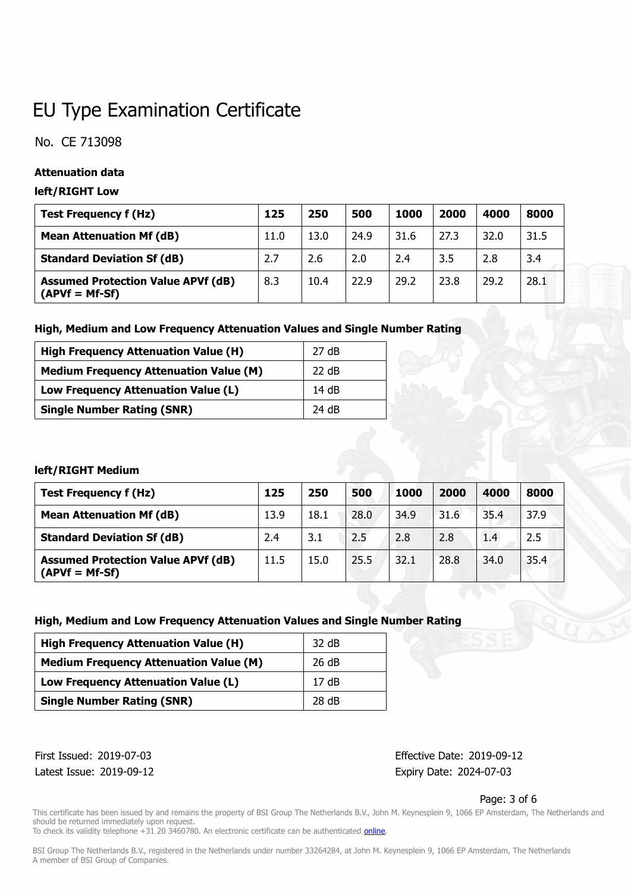# EU Type Examination Certificate

No. CE 713098

**Attenuation data**

**left/RIGHT Low**

| Test Frequency f (Hz) | 125 | 250 | 500 | 1000 | 2000 | 4000 | 8000 |
|---|---|---|---|---|---|---|---|
| **Mean Attenuation Mf (dB)** | 11.0 | 13.0 | 24.9 | 31.6 | 27.3 | 32.0 | 31.5 |
| **Standard Deviation Sf (dB)** | 2.7 | 2.6 | 2.0 | 2.4 | 3.5 | 2.8 | 3.4 |
| **Assumed Protection Value APVf (dB) (APVf = Mf-Sf)** | 8.3 | 10.4 | 22.9 | 29.2 | 23.8 | 29.2 | 28.1 |

**High, Medium and Low Frequency Attenuation Values and Single Number Rating**

| Value | Rating |
|---|---|
| **High Frequency Attenuation Value (H)** | 27 dB |
| **Medium Frequency Attenuation Value (M)** | 22 dB |
| **Low Frequency Attenuation Value (L)** | 14 dB |
| **Single Number Rating (SNR)** | 24 dB |

**left/RIGHT Medium**

| Test Frequency f (Hz) | 125 | 250 | 500 | 1000 | 2000 | 4000 | 8000 |
|---|---|---|---|---|---|---|---|
| **Mean Attenuation Mf (dB)** | 13.9 | 18.1 | 28.0 | 34.9 | 31.6 | 35.4 | 37.9 |
| **Standard Deviation Sf (dB)** | 2.4 | 3.1 | 2.5 | 2.8 | 2.8 | 1.4 | 2.5 |
| **Assumed Protection Value APVf (dB) (APVf = Mf-Sf)** | 11.5 | 15.0 | 25.5 | 32.1 | 28.8 | 34.0 | 35.4 |

**High, Medium and Low Frequency Attenuation Values and Single Number Rating**

| Value | Rating |
|---|---|
| **High Frequency Attenuation Value (H)** | 32 dB |
| **Medium Frequency Attenuation Value (M)** | 26 dB |
| **Low Frequency Attenuation Value (L)** | 17 dB |
| **Single Number Rating (SNR)** | 28 dB |

First Issued: 2019-07-03
Latest Issue: 2019-09-12

Effective Date: 2019-09-12
Expiry Date: 2024-07-03

This certificate has been issued by and remains the property of BSI Group The Netherlands B.V., John M. Keynesplein 9, 1066 EP Amsterdam, The Netherlands and should be returned immediately upon request.
To check its validity telephone +31 20 3460780. An electronic certificate can be authenticated online.

BSI Group The Netherlands B.V., registered in the Netherlands under number 33264284, at John M. Keynesplein 9, 1066 EP Amsterdam, The Netherlands
A member of BSI Group of Companies.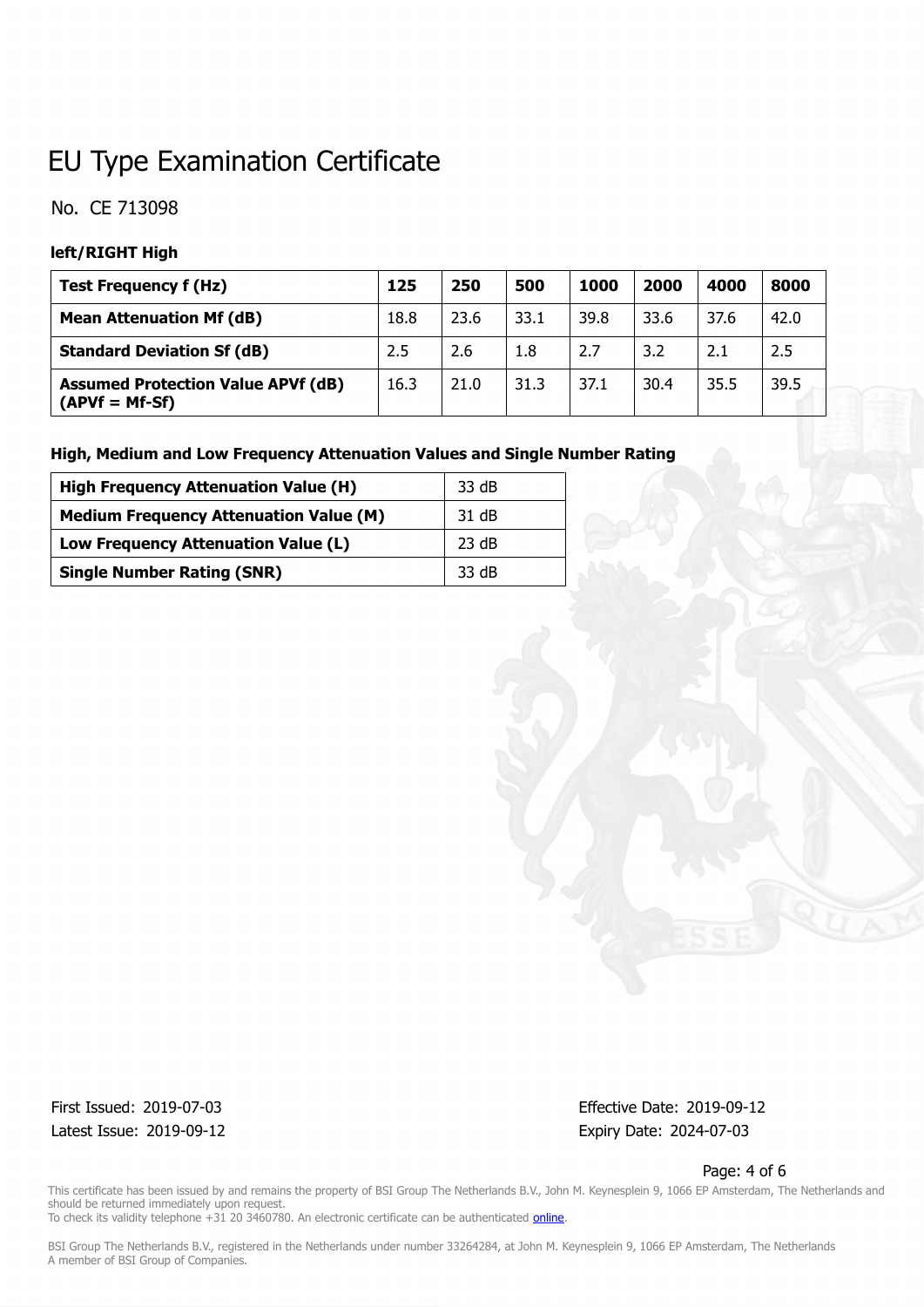# EU Type Examination Certificate

No. CE 713098

**left/RIGHT High**

| **Test Frequency f (Hz)** | **125** | **250** | **500** | **1000** | **2000** | **4000** | **8000** |
|---|---|---|---|---|---|---|---|
| **Mean Attenuation Mf (dB)** | 18.8 | 23.6 | 33.1 | 39.8 | 33.6 | 37.6 | 42.0 |
| **Standard Deviation Sf (dB)** | 2.5 | 2.6 | 1.8 | 2.7 | 3.2 | 2.1 | 2.5 |
| **Assumed Protection Value APVf (dB) (APVf = Mf-Sf)** | 16.3 | 21.0 | 31.3 | 37.1 | 30.4 | 35.5 | 39.5 |

**High, Medium and Low Frequency Attenuation Values and Single Number Rating**

| **High Frequency Attenuation Value (H)** | 33 dB |
|---|---|
| **Medium Frequency Attenuation Value (M)** | 31 dB |
| **Low Frequency Attenuation Value (L)** | 23 dB |
| **Single Number Rating (SNR)** | 33 dB |

First Issued: 2019-07-03
Latest Issue: 2019-09-12

Effective Date: 2019-09-12
Expiry Date: 2024-07-03

This certificate has been issued by and remains the property of BSI Group The Netherlands B.V., John M. Keynesplein 9, 1066 EP Amsterdam, The Netherlands and should be returned immediately upon request.
To check its validity telephone +31 20 3460780. An electronic certificate can be authenticated online.

BSI Group The Netherlands B.V., registered in the Netherlands under number 33264284, at John M. Keynesplein 9, 1066 EP Amsterdam, The Netherlands
A member of BSI Group of Companies.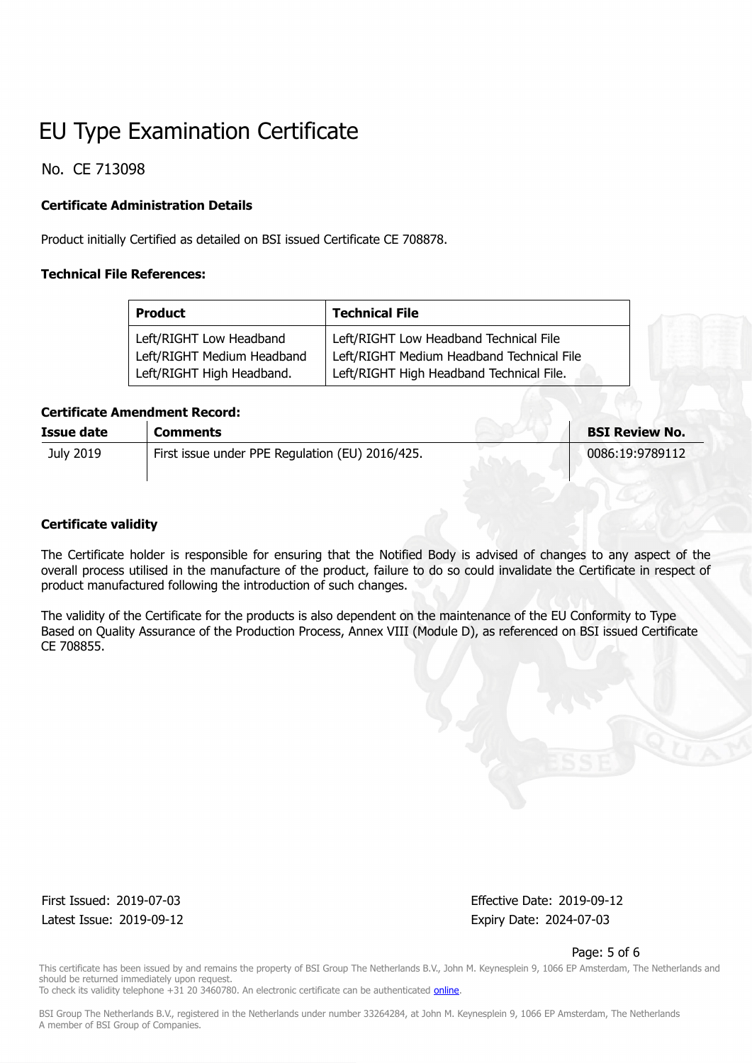# EU Type Examination Certificate

No. CE 713098

**Certificate Administration Details**

Product initially Certified as detailed on BSI issued Certificate CE 708878.

**Technical File References:**

| Product | Technical File |
| --- | --- |
| Left/RIGHT Low Headband<br>Left/RIGHT Medium Headband<br>Left/RIGHT High Headband. | Left/RIGHT Low Headband Technical File<br>Left/RIGHT Medium Headband Technical File<br>Left/RIGHT High Headband Technical File. |

**Certificate Amendment Record:**

| Issue date | Comments | BSI Review No. |
| --- | --- | --- |
| July 2019 | First issue under PPE Regulation (EU) 2016/425. | 0086:19:9789112 |

**Certificate validity**

The Certificate holder is responsible for ensuring that the Notified Body is advised of changes to any aspect of the overall process utilised in the manufacture of the product, failure to do so could invalidate the Certificate in respect of product manufactured following the introduction of such changes.

The validity of the Certificate for the products is also dependent on the maintenance of the EU Conformity to Type Based on Quality Assurance of the Production Process, Annex VIII (Module D), as referenced on BSI issued Certificate CE 708855.

First Issued: 2019-07-03
Latest Issue: 2019-09-12

Effective Date: 2019-09-12
Expiry Date: 2024-07-03

This certificate has been issued by and remains the property of BSI Group The Netherlands B.V., John M. Keynesplein 9, 1066 EP Amsterdam, The Netherlands and should be returned immediately upon request.
To check its validity telephone +31 20 3460780. An electronic certificate can be authenticated online.

BSI Group The Netherlands B.V., registered in the Netherlands under number 33264284, at John M. Keynesplein 9, 1066 EP Amsterdam, The Netherlands
A member of BSI Group of Companies.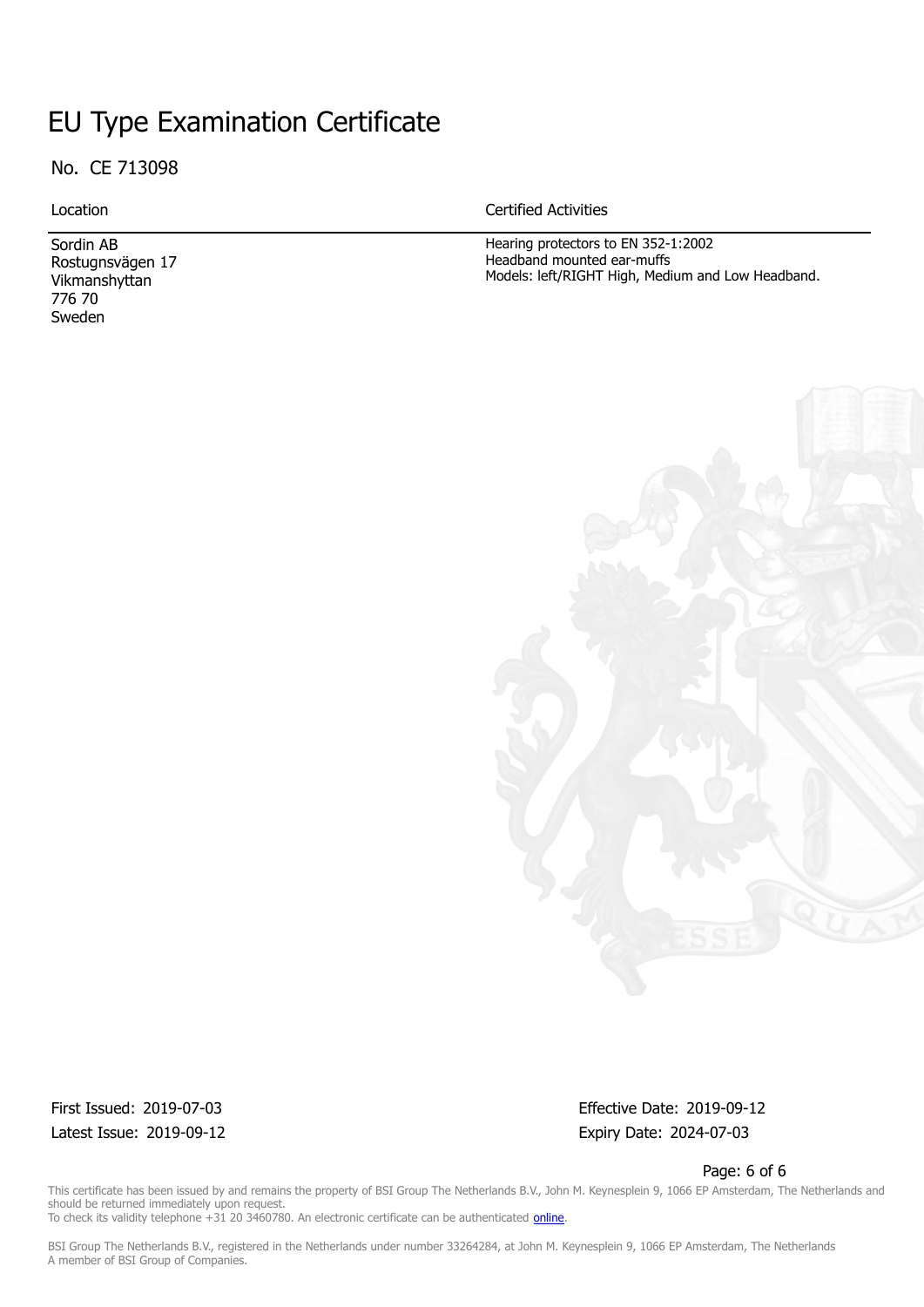# EU Type Examination Certificate

No. CE 713098

| Location | Certified Activities |
| --- | --- |
| Sordin AB<br>Rostugnsvägen 17<br>Vikmanshyttan<br>776 70<br>Sweden | Hearing protectors to EN 352-1:2002<br>Headband mounted ear-muffs<br>Models: left/RIGHT High, Medium and Low Headband. |

First Issued: 2019-07-03

Latest Issue: 2019-09-12

Effective Date: 2019-09-12

Expiry Date: 2024-07-03

This certificate has been issued by and remains the property of BSI Group The Netherlands B.V., John M. Keynesplein 9, 1066 EP Amsterdam, The Netherlands and should be returned immediately upon request.
To check its validity telephone +31 20 3460780. An electronic certificate can be authenticated online.

BSI Group The Netherlands B.V., registered in the Netherlands under number 33264284, at John M. Keynesplein 9, 1066 EP Amsterdam, The Netherlands
A member of BSI Group of Companies.